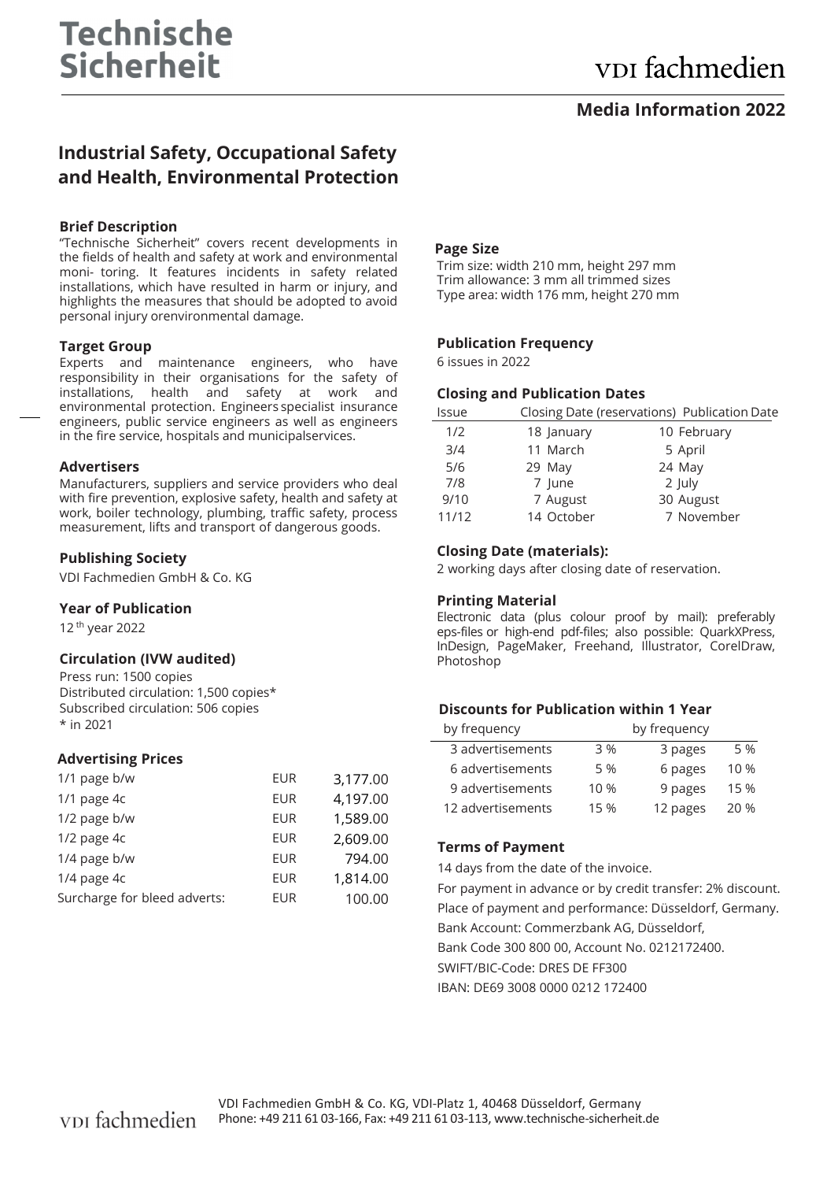# Technische Sicherheit

vdi fachmedien

**Media Information 2022**

## Industrial Safety, Occupational Safety and Health, Environmental Protection

### Brief Description

"Technische Sicherheit" covers recent developments in the fields of health and safety at work and environmental moni- toring. It features incidents in safety related installations, which have resulted in harm or injury, and highlights the measures that should be adopted to avoid personal injury orenvironmental damage.

### Target Group

Experts and maintenance engineers, who have responsibility in their organisations for the safety of installations, health and safety at work and environmental protection. Engineers specialist insurance engineers, public service engineers as well as engineers in the fire service, hospitals and municipalservices.

### Advertisers

Manufacturers, suppliers and service providers who deal with fire prevention, explosive safety, health and safety at work, boiler technology, plumbing, traffic safety, process measurement, lifts and transport of dangerous goods.

### Publishing Society

VDI Fachmedien GmbH & Co. KG

### Year of Publication

12 th year 2022

### Circulation (IVW audited)

Press run: 1500 copies
Distributed circulation: 1,500 copies*
Subscribed circulation: 506 copies
* in 2021

### Advertising Prices

| | | |
|---|---|---|
| 1/1 page b/w | EUR | 3,177.00 |
| 1/1 page 4c | EUR | 4,197.00 |
| 1/2 page b/w | EUR | 1,589.00 |
| 1/2 page 4c | EUR | 2,609.00 |
| 1/4 page b/w | EUR | 794.00 |
| 1/4 page 4c | EUR | 1,814.00 |
| Surcharge for bleed adverts: | EUR | 100.00 |

### Page Size

Trim size: width 210 mm, height 297 mm
Trim allowance: 3 mm all trimmed sizes
Type area: width 176 mm, height 270 mm

### Publication Frequency

6 issues in 2022

### Closing and Publication Dates

| Issue | Closing Date (reservations) | Publication Date |
|---|---|---|
| 1/2 | 18 January | 10 February |
| 3/4 | 11 March | 5 April |
| 5/6 | 29 May | 24 May |
| 7/8 | 7 June | 2 July |
| 9/10 | 7 August | 30 August |
| 11/12 | 14 October | 7 November |

### Closing Date (materials):

2 working days after closing date of reservation.

### Printing Material

Electronic data (plus colour proof by mail): preferably eps-files or high-end pdf-files; also possible: QuarkXPress, InDesign, PageMaker, Freehand, Illustrator, CorelDraw, Photoshop

### Discounts for Publication within 1 Year

| by frequency | | by frequency | |
|---|---|---|---|
| 3 advertisements | 3 % | 3 pages | 5 % |
| 6 advertisements | 5 % | 6 pages | 10 % |
| 9 advertisements | 10 % | 9 pages | 15 % |
| 12 advertisements | 15 % | 12 pages | 20 % |

### Terms of Payment

14 days from the date of the invoice.

For payment in advance or by credit transfer: 2% discount.

Place of payment and performance: Düsseldorf, Germany.

Bank Account: Commerzbank AG, Düsseldorf,

Bank Code 300 800 00, Account No. 0212172400.

SWIFT/BIC-Code: DRES DE FF300

IBAN: DE69 3008 0000 0212 172400

vdi fachmedien

VDI Fachmedien GmbH & Co. KG, VDI-Platz 1, 40468 Düsseldorf, Germany
Phone: +49 211 61 03-166, Fax: +49 211 61 03-113, www.technische-sicherheit.de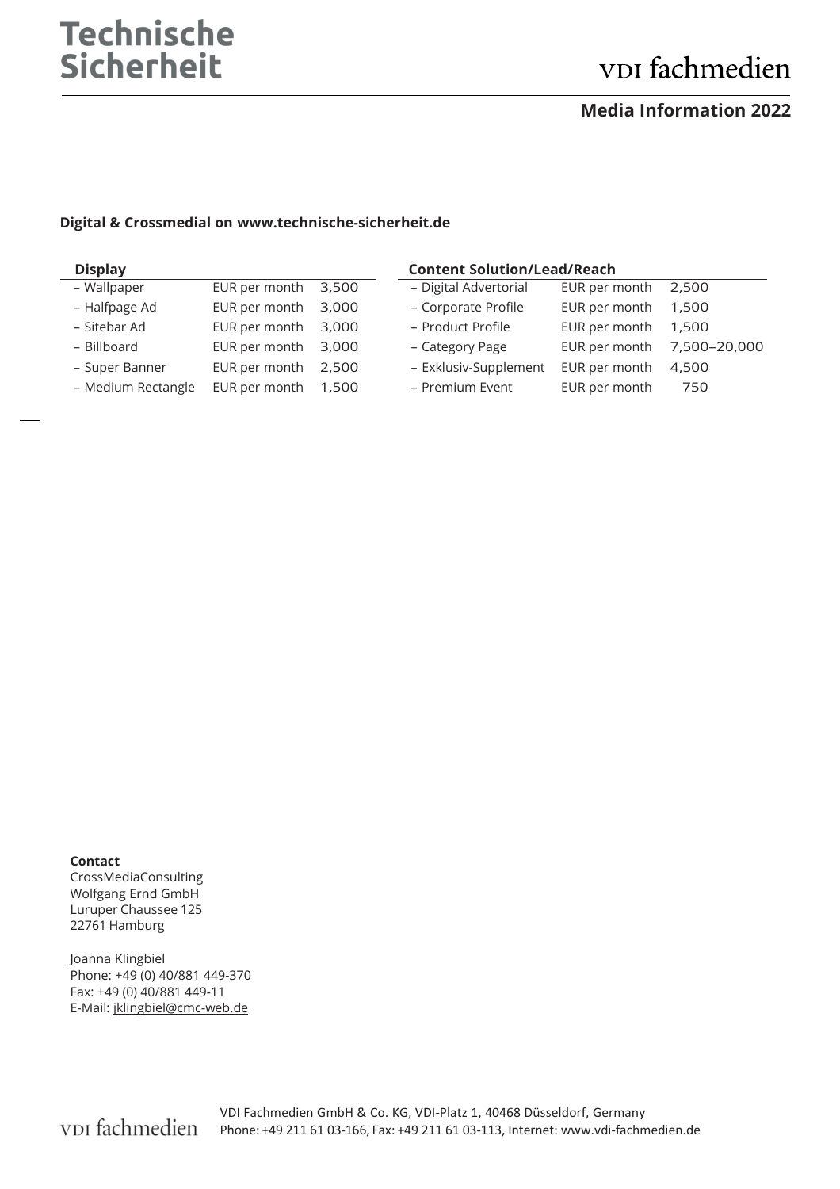## Digital & Crossmedial on www.technische-sicherheit.de

**Display**

| | | |
|---|---|---|
| – Wallpaper | EUR per month | 3,500 |
| – Halfpage Ad | EUR per month | 3,000 |
| – Sitebar Ad | EUR per month | 3,000 |
| – Billboard | EUR per month | 3,000 |
| – Super Banner | EUR per month | 2,500 |
| – Medium Rectangle | EUR per month | 1,500 |

**Content Solution/Lead/Reach**

| | | |
|---|---|---|
| – Digital Advertorial | EUR per month | 2,500 |
| – Corporate Profile | EUR per month | 1,500 |
| – Product Profile | EUR per month | 1,500 |
| – Category Page | EUR per month | 7,500–20,000 |
| – Exklusiv-Supplement | EUR per month | 4,500 |
| – Premium Event | EUR per month | 750 |

**Contact**
CrossMediaConsulting
Wolfgang Ernd GmbH
Luruper Chaussee 125
22761 Hamburg

Joanna Klingbiel
Phone: +49 (0) 40/881 449-370
Fax: +49 (0) 40/881 449-11
E-Mail: jklingbiel@cmc-web.de

VDI Fachmedien GmbH & Co. KG, VDI-Platz 1, 40468 Düsseldorf, Germany
Phone: +49 211 61 03-166, Fax: +49 211 61 03-113, Internet: www.vdi-fachmedien.de